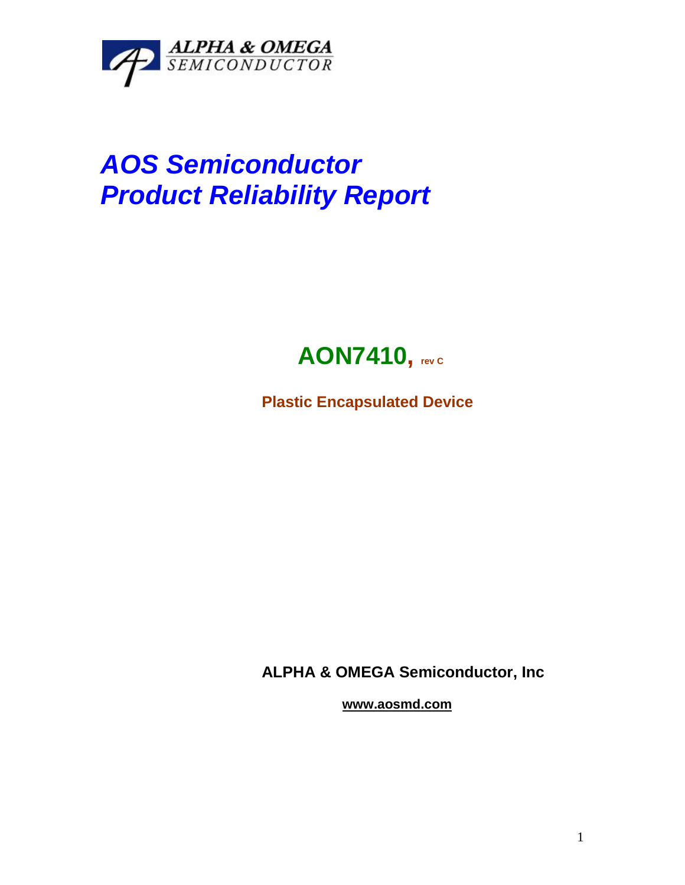ALPHA & OMEGA SEMICONDUCTOR

# AOS Semiconductor
# Product Reliability Report

## AON7410, rev C

**Plastic Encapsulated Device**

**ALPHA & OMEGA Semiconductor, Inc**

**www.aosmd.com**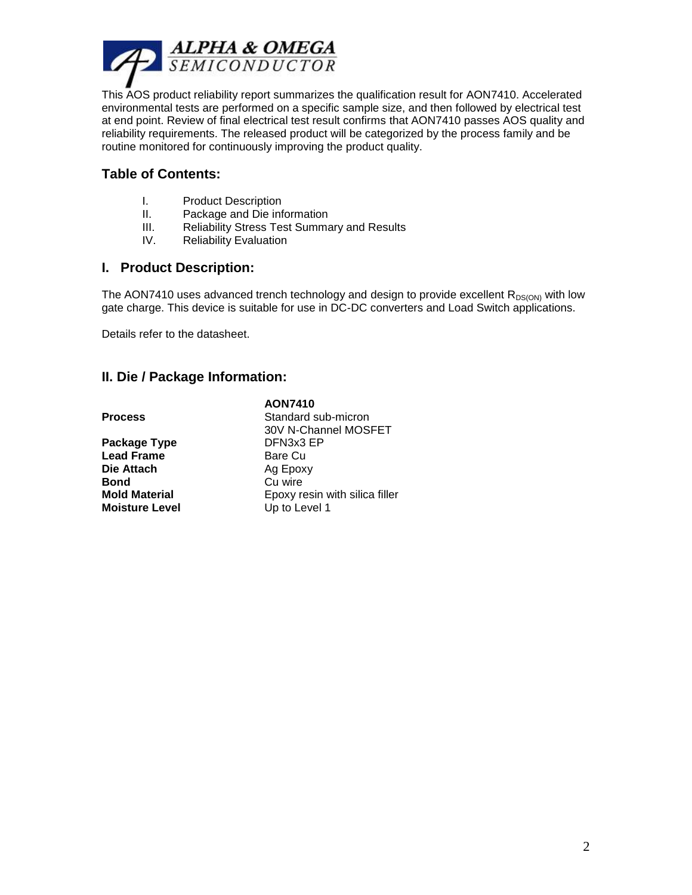ALPHA & OMEGA SEMICONDUCTOR

This AOS product reliability report summarizes the qualification result for AON7410. Accelerated environmental tests are performed on a specific sample size, and then followed by electrical test at end point. Review of final electrical test result confirms that AON7410 passes AOS quality and reliability requirements. The released product will be categorized by the process family and be routine monitored for continuously improving the product quality.

## Table of Contents:

I. Product Description
II. Package and Die information
III. Reliability Stress Test Summary and Results
IV. Reliability Evaluation

## I. Product Description:

The AON7410 uses advanced trench technology and design to provide excellent $R_{DS(ON)}$ with low gate charge. This device is suitable for use in DC-DC converters and Load Switch applications.

Details refer to the datasheet.

## II. Die / Package Information:

| | AON7410 |
|---|---|
| **Process** | Standard sub-micron<br>30V N-Channel MOSFET |
| **Package Type** | DFN3x3 EP |
| **Lead Frame** | Bare Cu |
| **Die Attach** | Ag Epoxy |
| **Bond** | Cu wire |
| **Mold Material** | Epoxy resin with silica filler |
| **Moisture Level** | Up to Level 1 |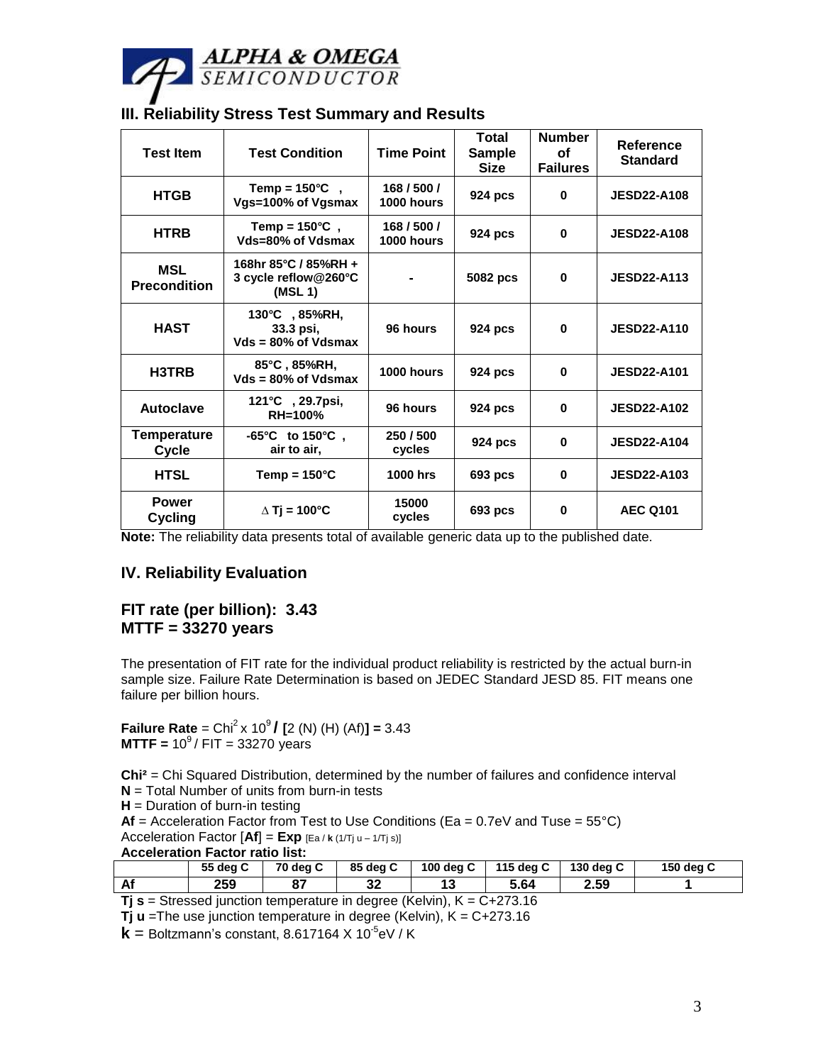## III. Reliability Stress Test Summary and Results

| Test Item | Test Condition | Time Point | Total Sample Size | Number of Failures | Reference Standard |
|---|---|---|---|---|---|
| HTGB | Temp = 150°C , Vgs=100% of Vgsmax | 168 / 500 / 1000 hours | 924 pcs | 0 | JESD22-A108 |
| HTRB | Temp = 150°C , Vds=80% of Vdsmax | 168 / 500 / 1000 hours | 924 pcs | 0 | JESD22-A108 |
| MSL Precondition | 168hr 85°C / 85%RH + 3 cycle reflow@260°C (MSL 1) | - | 5082 pcs | 0 | JESD22-A113 |
| HAST | 130°C , 85%RH, 33.3 psi, Vds = 80% of Vdsmax | 96 hours | 924 pcs | 0 | JESD22-A110 |
| H3TRB | 85°C , 85%RH, Vds = 80% of Vdsmax | 1000 hours | 924 pcs | 0 | JESD22-A101 |
| Autoclave | 121°C , 29.7psi, RH=100% | 96 hours | 924 pcs | 0 | JESD22-A102 |
| Temperature Cycle | -65°C to 150°C , air to air, | 250 / 500 cycles | 924 pcs | 0 | JESD22-A104 |
| HTSL | Temp = 150°C | 1000 hrs | 693 pcs | 0 | JESD22-A103 |
| Power Cycling | $\Delta$ Tj = 100°C | 15000 cycles | 693 pcs | 0 | AEC Q101 |

**Note:** The reliability data presents total of available generic data up to the published date.

## IV. Reliability Evaluation

### FIT rate (per billion): 3.43
### MTTF = 33270 years

The presentation of FIT rate for the individual product reliability is restricted by the actual burn-in sample size. Failure Rate Determination is based on JEDEC Standard JESD 85. FIT means one failure per billion hours.

**Failure Rate** = $Chi^2 \times 10^9$ **/ [**2 (N) (H) (Af)**] =** 3.43
**MTTF =** $10^9$ / FIT = 33270 years

**Chi²** = Chi Squared Distribution, determined by the number of failures and confidence interval
**N** = Total Number of units from burn-in tests
**H** = Duration of burn-in testing
**Af** = Acceleration Factor from Test to Use Conditions (Ea = 0.7eV and Tuse = 55°C)
Acceleration Factor [**Af**] = **Exp** [Ea / **k** (1/Tj u – 1/Tj s)]
**Acceleration Factor ratio list:**

| | 55 deg C | 70 deg C | 85 deg C | 100 deg C | 115 deg C | 130 deg C | 150 deg C |
|---|---|---|---|---|---|---|---|
| Af | 259 | 87 | 32 | 13 | 5.64 | 2.59 | 1 |

**Tj s** = Stressed junction temperature in degree (Kelvin), K = C+273.16
**Tj u** =The use junction temperature in degree (Kelvin), K = C+273.16
**k** = Boltzmann's constant, 8.617164 X $10^{-5}$eV / K